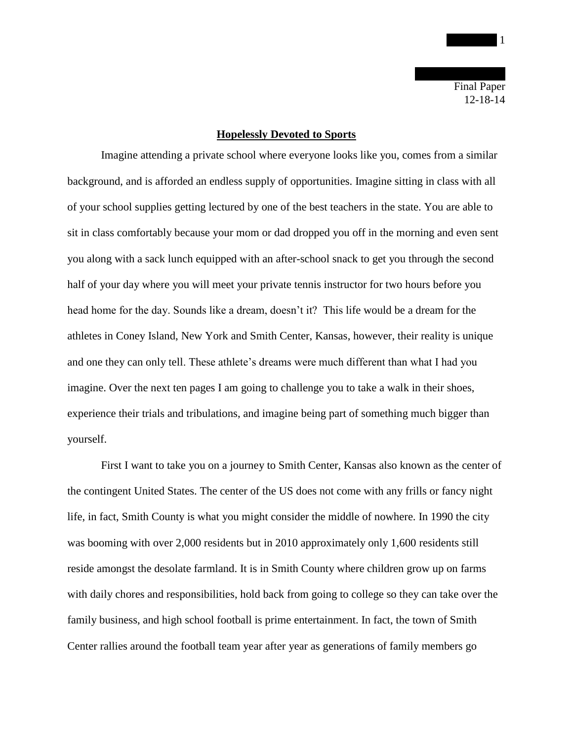Final Paper
12-18-14

# Hopelessly Devoted to Sports

Imagine attending a private school where everyone looks like you, comes from a similar background, and is afforded an endless supply of opportunities. Imagine sitting in class with all of your school supplies getting lectured by one of the best teachers in the state. You are able to sit in class comfortably because your mom or dad dropped you off in the morning and even sent you along with a sack lunch equipped with an after-school snack to get you through the second half of your day where you will meet your private tennis instructor for two hours before you head home for the day. Sounds like a dream, doesn't it? This life would be a dream for the athletes in Coney Island, New York and Smith Center, Kansas, however, their reality is unique and one they can only tell. These athlete's dreams were much different than what I had you imagine. Over the next ten pages I am going to challenge you to take a walk in their shoes, experience their trials and tribulations, and imagine being part of something much bigger than yourself.

First I want to take you on a journey to Smith Center, Kansas also known as the center of the contingent United States. The center of the US does not come with any frills or fancy night life, in fact, Smith County is what you might consider the middle of nowhere. In 1990 the city was booming with over 2,000 residents but in 2010 approximately only 1,600 residents still reside amongst the desolate farmland. It is in Smith County where children grow up on farms with daily chores and responsibilities, hold back from going to college so they can take over the family business, and high school football is prime entertainment. In fact, the town of Smith Center rallies around the football team year after year as generations of family members go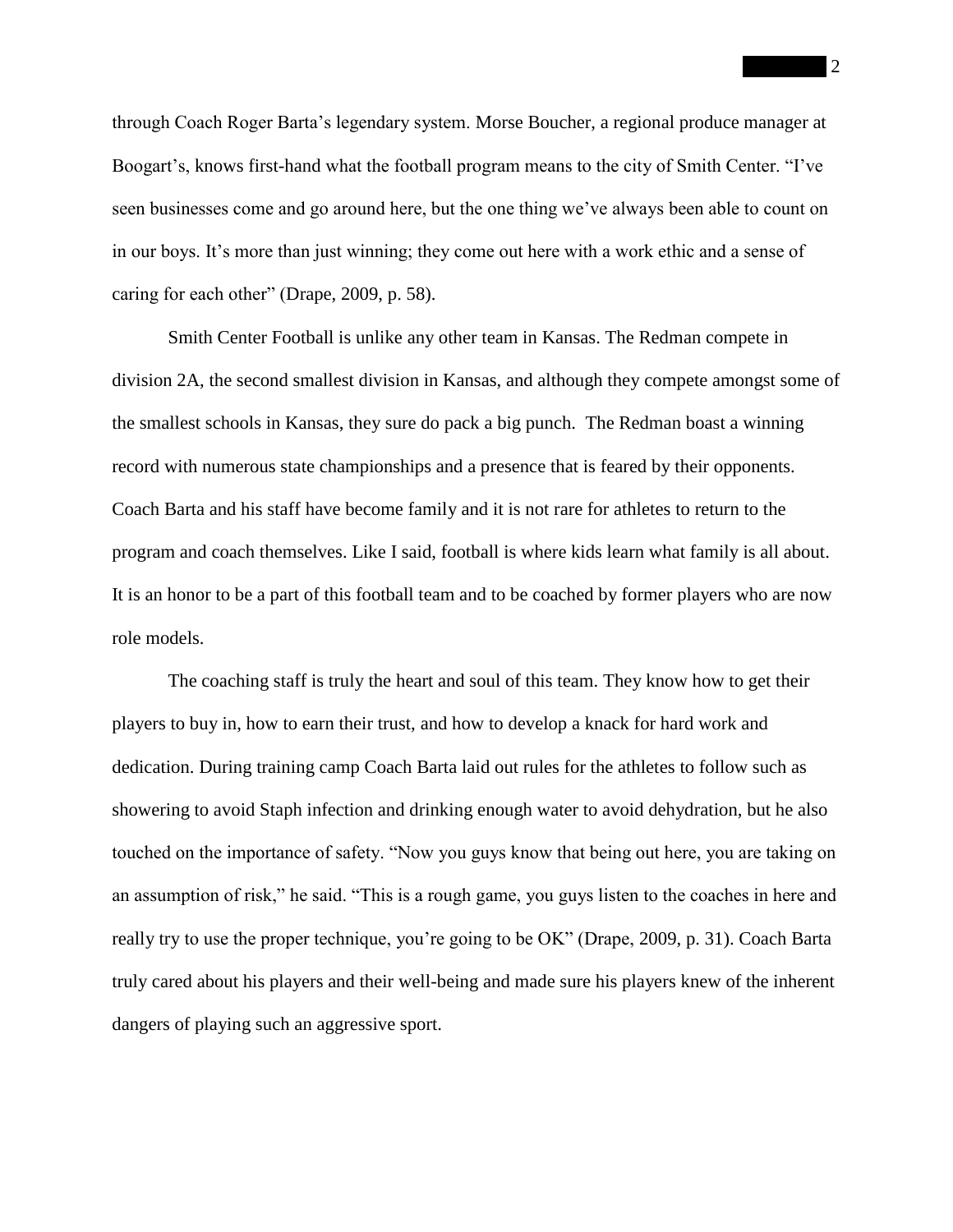through Coach Roger Barta's legendary system. Morse Boucher, a regional produce manager at Boogart's, knows first-hand what the football program means to the city of Smith Center. "I've seen businesses come and go around here, but the one thing we've always been able to count on in our boys. It's more than just winning; they come out here with a work ethic and a sense of caring for each other" (Drape, 2009, p. 58).

Smith Center Football is unlike any other team in Kansas. The Redman compete in division 2A, the second smallest division in Kansas, and although they compete amongst some of the smallest schools in Kansas, they sure do pack a big punch. The Redman boast a winning record with numerous state championships and a presence that is feared by their opponents. Coach Barta and his staff have become family and it is not rare for athletes to return to the program and coach themselves. Like I said, football is where kids learn what family is all about. It is an honor to be a part of this football team and to be coached by former players who are now role models.

The coaching staff is truly the heart and soul of this team. They know how to get their players to buy in, how to earn their trust, and how to develop a knack for hard work and dedication. During training camp Coach Barta laid out rules for the athletes to follow such as showering to avoid Staph infection and drinking enough water to avoid dehydration, but he also touched on the importance of safety. "Now you guys know that being out here, you are taking on an assumption of risk," he said. "This is a rough game, you guys listen to the coaches in here and really try to use the proper technique, you're going to be OK" (Drape, 2009, p. 31). Coach Barta truly cared about his players and their well-being and made sure his players knew of the inherent dangers of playing such an aggressive sport.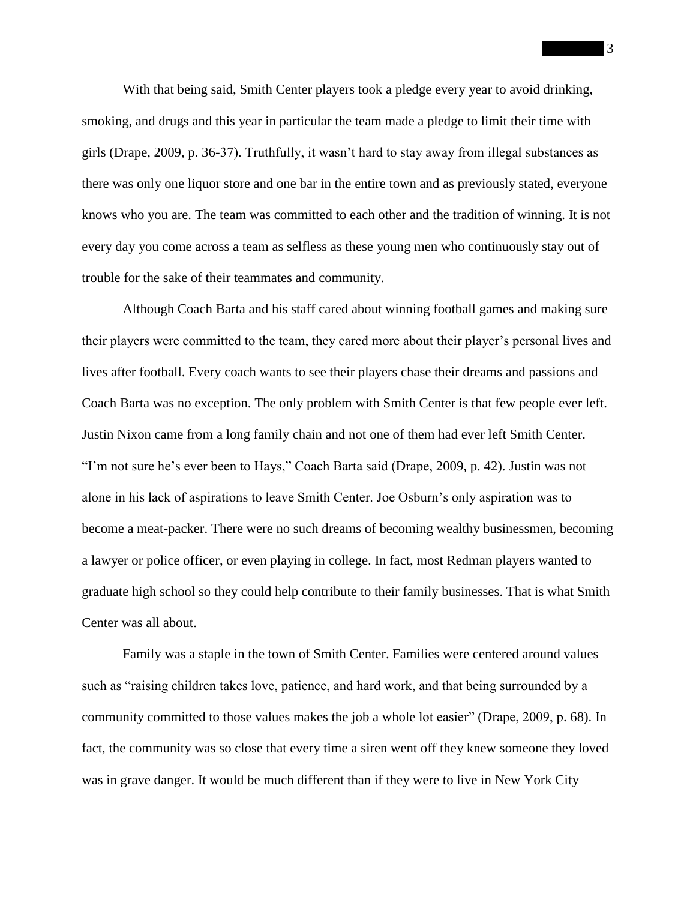With that being said, Smith Center players took a pledge every year to avoid drinking, smoking, and drugs and this year in particular the team made a pledge to limit their time with girls (Drape, 2009, p. 36-37). Truthfully, it wasn't hard to stay away from illegal substances as there was only one liquor store and one bar in the entire town and as previously stated, everyone knows who you are. The team was committed to each other and the tradition of winning. It is not every day you come across a team as selfless as these young men who continuously stay out of trouble for the sake of their teammates and community.

Although Coach Barta and his staff cared about winning football games and making sure their players were committed to the team, they cared more about their player's personal lives and lives after football. Every coach wants to see their players chase their dreams and passions and Coach Barta was no exception. The only problem with Smith Center is that few people ever left. Justin Nixon came from a long family chain and not one of them had ever left Smith Center. "I'm not sure he's ever been to Hays," Coach Barta said (Drape, 2009, p. 42). Justin was not alone in his lack of aspirations to leave Smith Center. Joe Osburn's only aspiration was to become a meat-packer. There were no such dreams of becoming wealthy businessmen, becoming a lawyer or police officer, or even playing in college. In fact, most Redman players wanted to graduate high school so they could help contribute to their family businesses. That is what Smith Center was all about.

Family was a staple in the town of Smith Center. Families were centered around values such as "raising children takes love, patience, and hard work, and that being surrounded by a community committed to those values makes the job a whole lot easier" (Drape, 2009, p. 68). In fact, the community was so close that every time a siren went off they knew someone they loved was in grave danger. It would be much different than if they were to live in New York City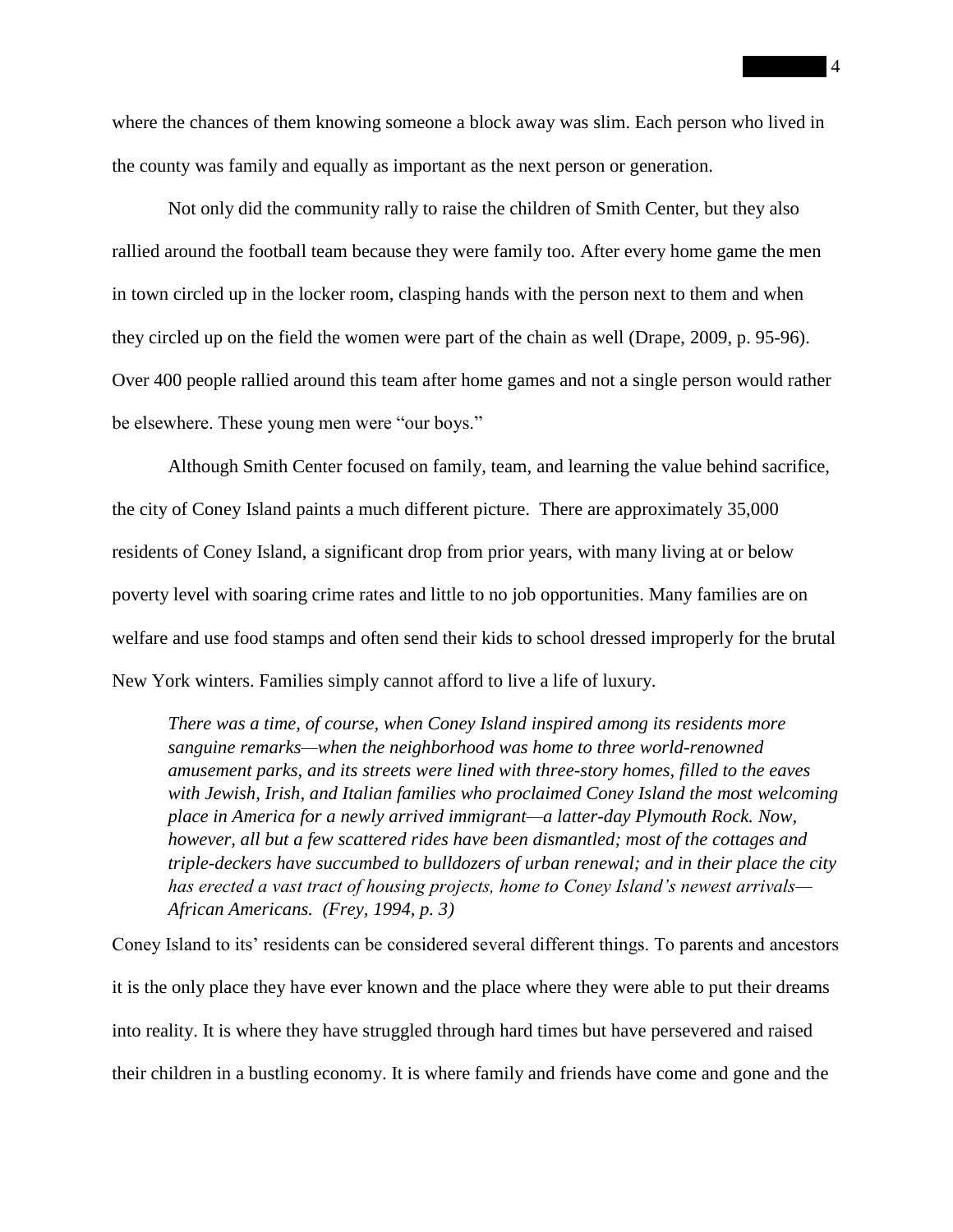where the chances of them knowing someone a block away was slim. Each person who lived in the county was family and equally as important as the next person or generation.

Not only did the community rally to raise the children of Smith Center, but they also rallied around the football team because they were family too. After every home game the men in town circled up in the locker room, clasping hands with the person next to them and when they circled up on the field the women were part of the chain as well (Drape, 2009, p. 95-96). Over 400 people rallied around this team after home games and not a single person would rather be elsewhere. These young men were "our boys."

Although Smith Center focused on family, team, and learning the value behind sacrifice, the city of Coney Island paints a much different picture. There are approximately 35,000 residents of Coney Island, a significant drop from prior years, with many living at or below poverty level with soaring crime rates and little to no job opportunities. Many families are on welfare and use food stamps and often send their kids to school dressed improperly for the brutal New York winters. Families simply cannot afford to live a life of luxury.

> *There was a time, of course, when Coney Island inspired among its residents more sanguine remarks—when the neighborhood was home to three world-renowned amusement parks, and its streets were lined with three-story homes, filled to the eaves with Jewish, Irish, and Italian families who proclaimed Coney Island the most welcoming place in America for a newly arrived immigrant—a latter-day Plymouth Rock. Now, however, all but a few scattered rides have been dismantled; most of the cottages and triple-deckers have succumbed to bulldozers of urban renewal; and in their place the city has erected a vast tract of housing projects, home to Coney Island's newest arrivals—African Americans. (Frey, 1994, p. 3)*

Coney Island to its' residents can be considered several different things. To parents and ancestors it is the only place they have ever known and the place where they were able to put their dreams into reality. It is where they have struggled through hard times but have persevered and raised their children in a bustling economy. It is where family and friends have come and gone and the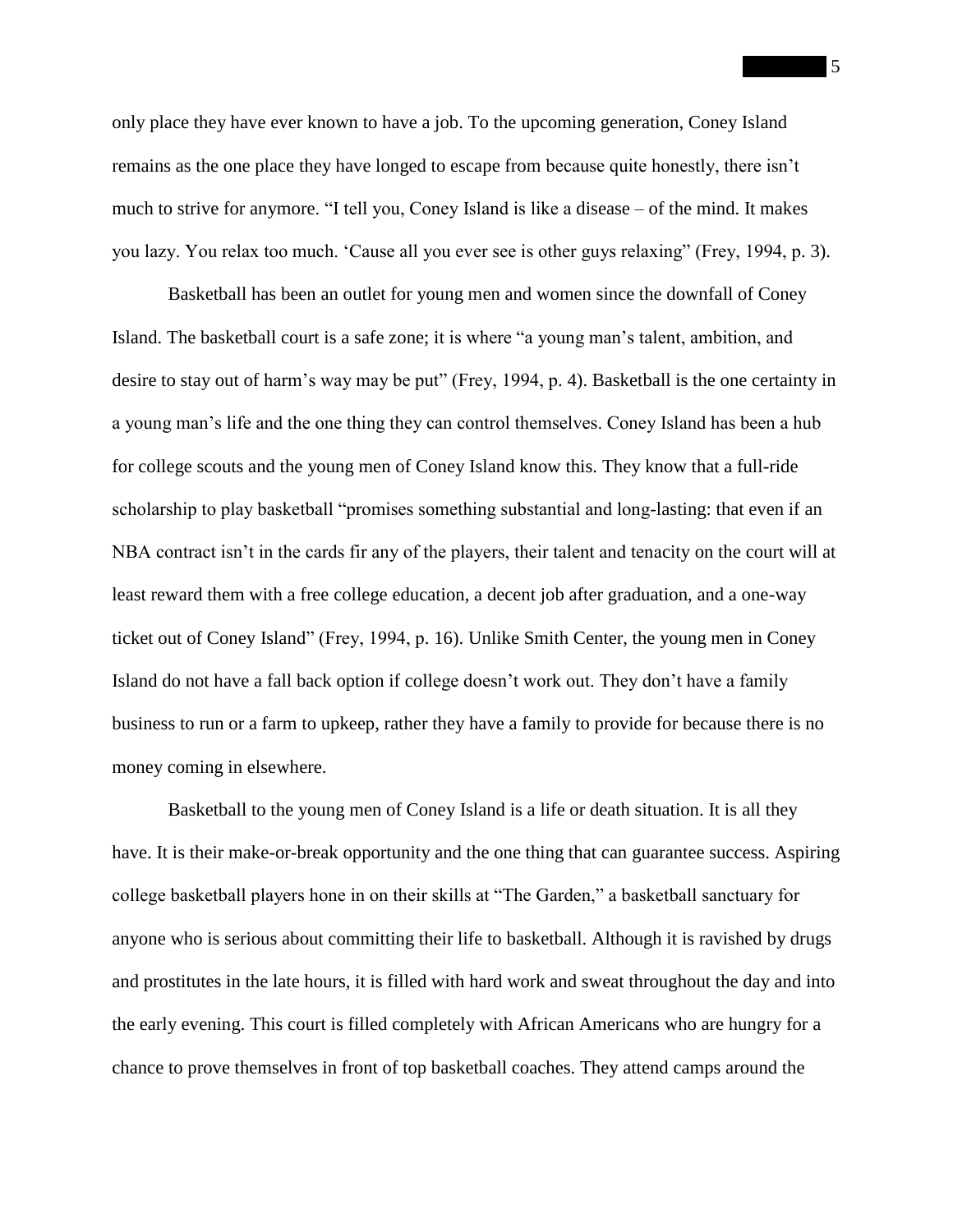only place they have ever known to have a job. To the upcoming generation, Coney Island remains as the one place they have longed to escape from because quite honestly, there isn't much to strive for anymore. "I tell you, Coney Island is like a disease – of the mind. It makes you lazy. You relax too much. 'Cause all you ever see is other guys relaxing" (Frey, 1994, p. 3).

Basketball has been an outlet for young men and women since the downfall of Coney Island. The basketball court is a safe zone; it is where "a young man's talent, ambition, and desire to stay out of harm's way may be put" (Frey, 1994, p. 4). Basketball is the one certainty in a young man's life and the one thing they can control themselves. Coney Island has been a hub for college scouts and the young men of Coney Island know this. They know that a full-ride scholarship to play basketball "promises something substantial and long-lasting: that even if an NBA contract isn't in the cards fir any of the players, their talent and tenacity on the court will at least reward them with a free college education, a decent job after graduation, and a one-way ticket out of Coney Island" (Frey, 1994, p. 16). Unlike Smith Center, the young men in Coney Island do not have a fall back option if college doesn't work out. They don't have a family business to run or a farm to upkeep, rather they have a family to provide for because there is no money coming in elsewhere.

Basketball to the young men of Coney Island is a life or death situation. It is all they have. It is their make-or-break opportunity and the one thing that can guarantee success. Aspiring college basketball players hone in on their skills at "The Garden," a basketball sanctuary for anyone who is serious about committing their life to basketball. Although it is ravished by drugs and prostitutes in the late hours, it is filled with hard work and sweat throughout the day and into the early evening. This court is filled completely with African Americans who are hungry for a chance to prove themselves in front of top basketball coaches. They attend camps around the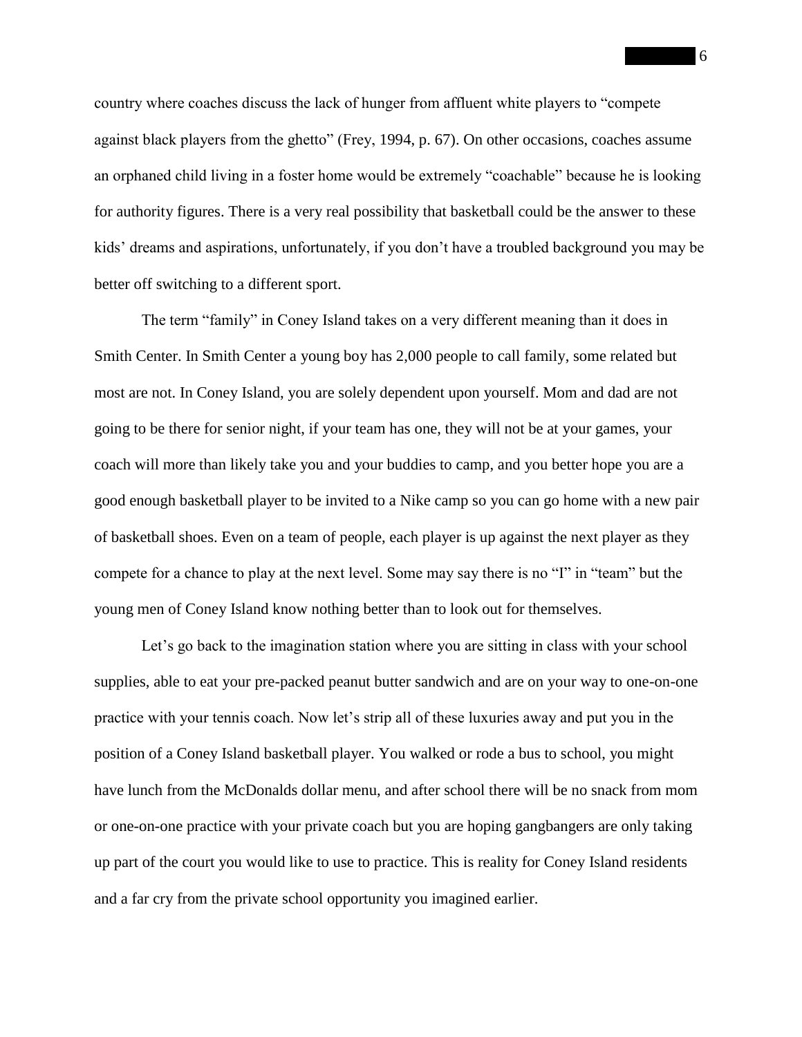country where coaches discuss the lack of hunger from affluent white players to "compete against black players from the ghetto" (Frey, 1994, p. 67). On other occasions, coaches assume an orphaned child living in a foster home would be extremely "coachable" because he is looking for authority figures. There is a very real possibility that basketball could be the answer to these kids' dreams and aspirations, unfortunately, if you don't have a troubled background you may be better off switching to a different sport.

The term "family" in Coney Island takes on a very different meaning than it does in Smith Center. In Smith Center a young boy has 2,000 people to call family, some related but most are not. In Coney Island, you are solely dependent upon yourself. Mom and dad are not going to be there for senior night, if your team has one, they will not be at your games, your coach will more than likely take you and your buddies to camp, and you better hope you are a good enough basketball player to be invited to a Nike camp so you can go home with a new pair of basketball shoes. Even on a team of people, each player is up against the next player as they compete for a chance to play at the next level. Some may say there is no "I" in "team" but the young men of Coney Island know nothing better than to look out for themselves.

Let's go back to the imagination station where you are sitting in class with your school supplies, able to eat your pre-packed peanut butter sandwich and are on your way to one-on-one practice with your tennis coach. Now let's strip all of these luxuries away and put you in the position of a Coney Island basketball player. You walked or rode a bus to school, you might have lunch from the McDonalds dollar menu, and after school there will be no snack from mom or one-on-one practice with your private coach but you are hoping gangbangers are only taking up part of the court you would like to use to practice. This is reality for Coney Island residents and a far cry from the private school opportunity you imagined earlier.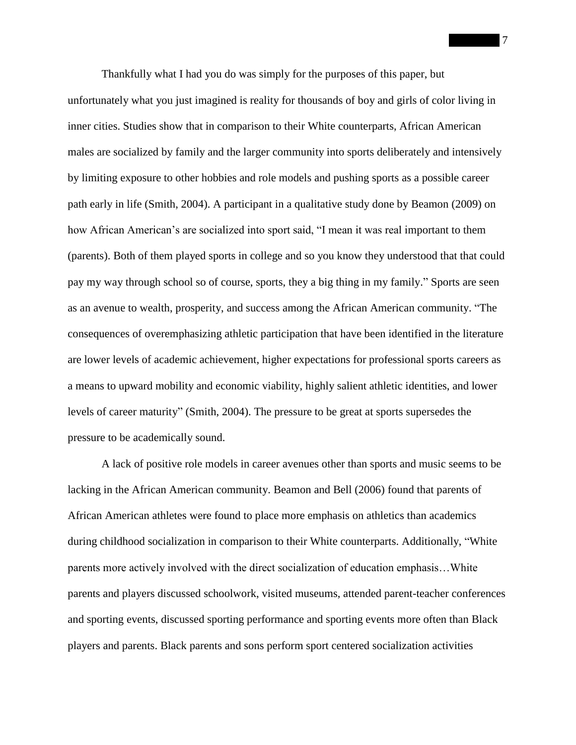Thankfully what I had you do was simply for the purposes of this paper, but unfortunately what you just imagined is reality for thousands of boy and girls of color living in inner cities. Studies show that in comparison to their White counterparts, African American males are socialized by family and the larger community into sports deliberately and intensively by limiting exposure to other hobbies and role models and pushing sports as a possible career path early in life (Smith, 2004). A participant in a qualitative study done by Beamon (2009) on how African American's are socialized into sport said, "I mean it was real important to them (parents). Both of them played sports in college and so you know they understood that that could pay my way through school so of course, sports, they a big thing in my family." Sports are seen as an avenue to wealth, prosperity, and success among the African American community. "The consequences of overemphasizing athletic participation that have been identified in the literature are lower levels of academic achievement, higher expectations for professional sports careers as a means to upward mobility and economic viability, highly salient athletic identities, and lower levels of career maturity" (Smith, 2004). The pressure to be great at sports supersedes the pressure to be academically sound.

A lack of positive role models in career avenues other than sports and music seems to be lacking in the African American community. Beamon and Bell (2006) found that parents of African American athletes were found to place more emphasis on athletics than academics during childhood socialization in comparison to their White counterparts. Additionally, "White parents more actively involved with the direct socialization of education emphasis…White parents and players discussed schoolwork, visited museums, attended parent-teacher conferences and sporting events, discussed sporting performance and sporting events more often than Black players and parents. Black parents and sons perform sport centered socialization activities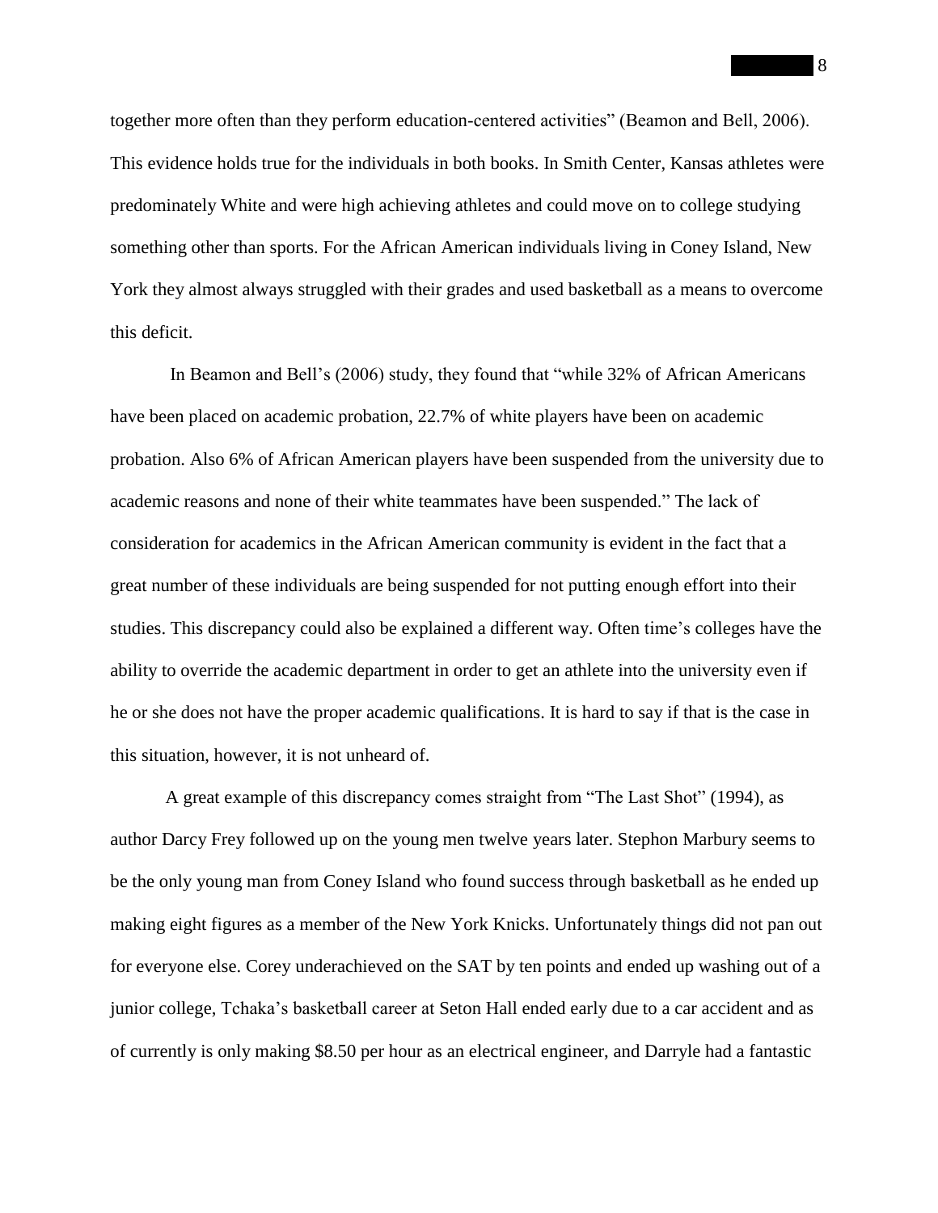together more often than they perform education-centered activities" (Beamon and Bell, 2006). This evidence holds true for the individuals in both books. In Smith Center, Kansas athletes were predominately White and were high achieving athletes and could move on to college studying something other than sports. For the African American individuals living in Coney Island, New York they almost always struggled with their grades and used basketball as a means to overcome this deficit.

In Beamon and Bell's (2006) study, they found that "while 32% of African Americans have been placed on academic probation, 22.7% of white players have been on academic probation. Also 6% of African American players have been suspended from the university due to academic reasons and none of their white teammates have been suspended." The lack of consideration for academics in the African American community is evident in the fact that a great number of these individuals are being suspended for not putting enough effort into their studies. This discrepancy could also be explained a different way. Often time's colleges have the ability to override the academic department in order to get an athlete into the university even if he or she does not have the proper academic qualifications. It is hard to say if that is the case in this situation, however, it is not unheard of.

A great example of this discrepancy comes straight from "The Last Shot" (1994), as author Darcy Frey followed up on the young men twelve years later. Stephon Marbury seems to be the only young man from Coney Island who found success through basketball as he ended up making eight figures as a member of the New York Knicks. Unfortunately things did not pan out for everyone else. Corey underachieved on the SAT by ten points and ended up washing out of a junior college, Tchaka's basketball career at Seton Hall ended early due to a car accident and as of currently is only making $8.50 per hour as an electrical engineer, and Darryle had a fantastic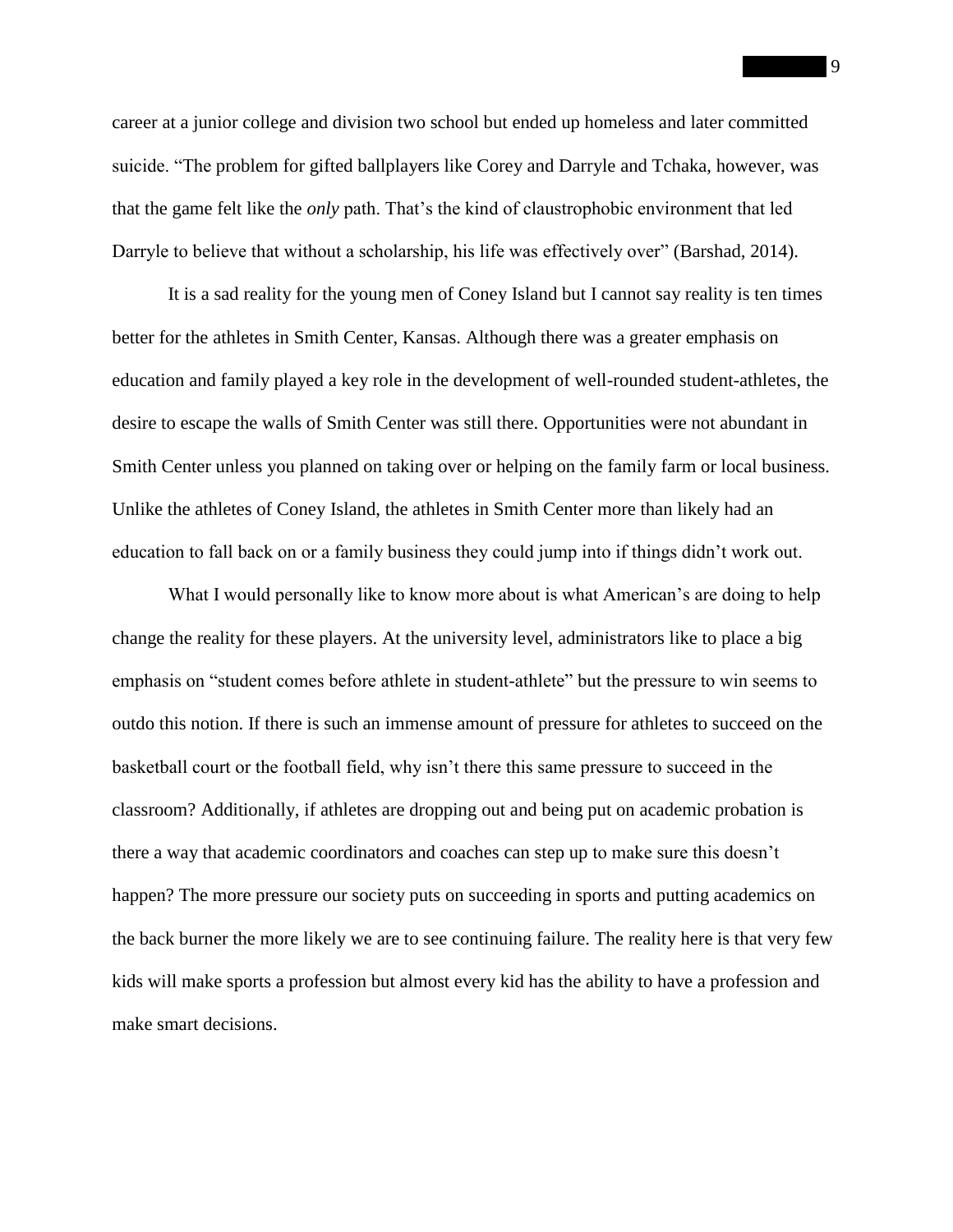career at a junior college and division two school but ended up homeless and later committed suicide. "The problem for gifted ballplayers like Corey and Darryle and Tchaka, however, was that the game felt like the *only* path. That's the kind of claustrophobic environment that led Darryle to believe that without a scholarship, his life was effectively over" (Barshad, 2014).

It is a sad reality for the young men of Coney Island but I cannot say reality is ten times better for the athletes in Smith Center, Kansas. Although there was a greater emphasis on education and family played a key role in the development of well-rounded student-athletes, the desire to escape the walls of Smith Center was still there. Opportunities were not abundant in Smith Center unless you planned on taking over or helping on the family farm or local business. Unlike the athletes of Coney Island, the athletes in Smith Center more than likely had an education to fall back on or a family business they could jump into if things didn't work out.

What I would personally like to know more about is what American's are doing to help change the reality for these players. At the university level, administrators like to place a big emphasis on "student comes before athlete in student-athlete" but the pressure to win seems to outdo this notion. If there is such an immense amount of pressure for athletes to succeed on the basketball court or the football field, why isn't there this same pressure to succeed in the classroom? Additionally, if athletes are dropping out and being put on academic probation is there a way that academic coordinators and coaches can step up to make sure this doesn't happen? The more pressure our society puts on succeeding in sports and putting academics on the back burner the more likely we are to see continuing failure. The reality here is that very few kids will make sports a profession but almost every kid has the ability to have a profession and make smart decisions.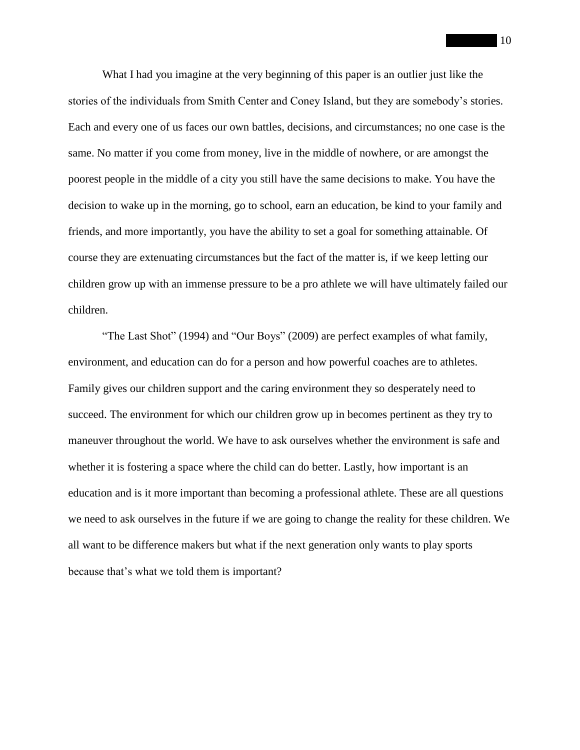What I had you imagine at the very beginning of this paper is an outlier just like the stories of the individuals from Smith Center and Coney Island, but they are somebody's stories. Each and every one of us faces our own battles, decisions, and circumstances; no one case is the same. No matter if you come from money, live in the middle of nowhere, or are amongst the poorest people in the middle of a city you still have the same decisions to make. You have the decision to wake up in the morning, go to school, earn an education, be kind to your family and friends, and more importantly, you have the ability to set a goal for something attainable. Of course they are extenuating circumstances but the fact of the matter is, if we keep letting our children grow up with an immense pressure to be a pro athlete we will have ultimately failed our children.

"The Last Shot" (1994) and "Our Boys" (2009) are perfect examples of what family, environment, and education can do for a person and how powerful coaches are to athletes. Family gives our children support and the caring environment they so desperately need to succeed. The environment for which our children grow up in becomes pertinent as they try to maneuver throughout the world. We have to ask ourselves whether the environment is safe and whether it is fostering a space where the child can do better. Lastly, how important is an education and is it more important than becoming a professional athlete. These are all questions we need to ask ourselves in the future if we are going to change the reality for these children. We all want to be difference makers but what if the next generation only wants to play sports because that's what we told them is important?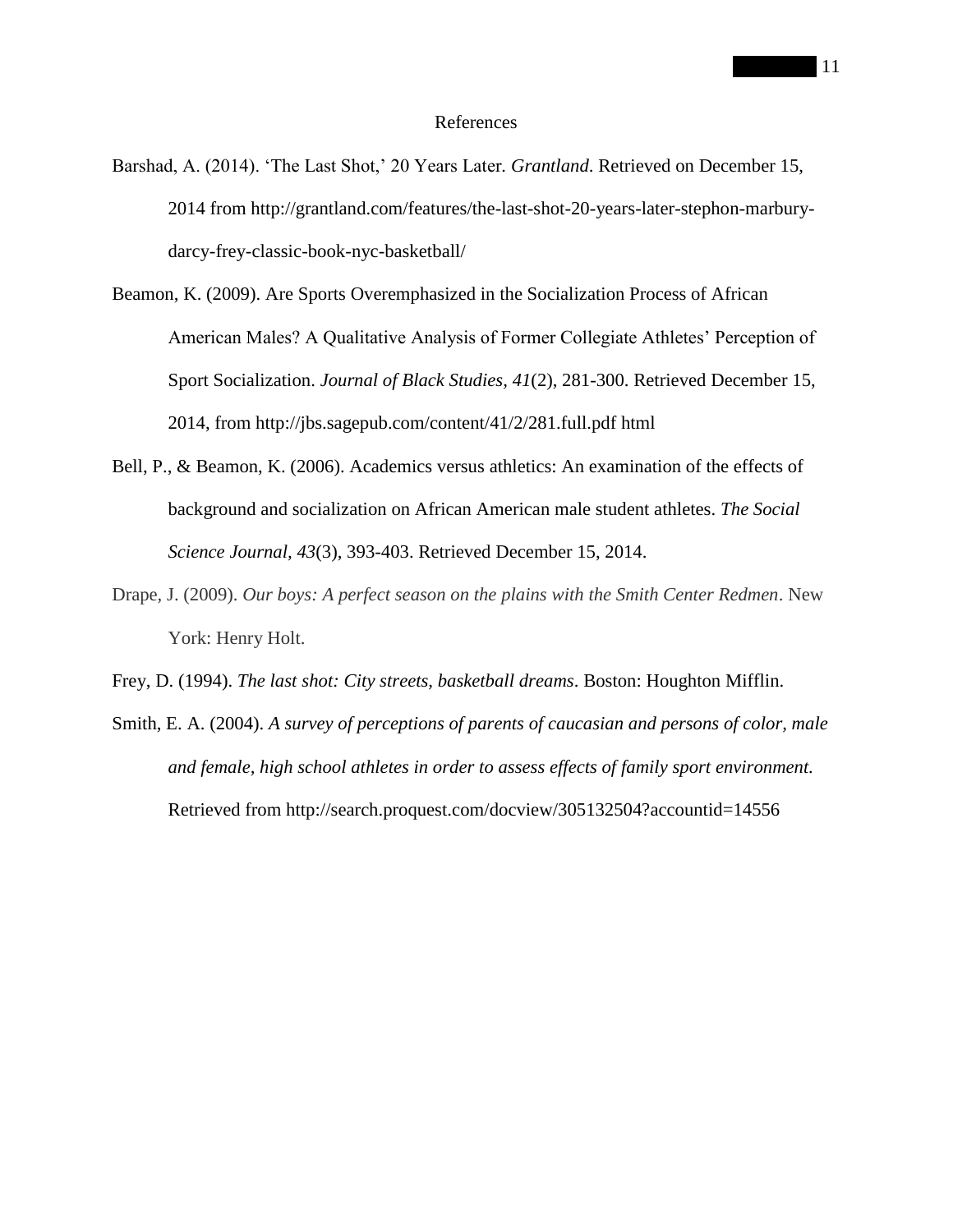# References

Barshad, A. (2014). 'The Last Shot,' 20 Years Later. *Grantland*. Retrieved on December 15, 2014 from http://grantland.com/features/the-last-shot-20-years-later-stephon-marbury-darcy-frey-classic-book-nyc-basketball/

Beamon, K. (2009). Are Sports Overemphasized in the Socialization Process of African American Males? A Qualitative Analysis of Former Collegiate Athletes' Perception of Sport Socialization. *Journal of Black Studies, 41*(2), 281-300. Retrieved December 15, 2014, from http://jbs.sagepub.com/content/41/2/281.full.pdf html

Bell, P., & Beamon, K. (2006). Academics versus athletics: An examination of the effects of background and socialization on African American male student athletes. *The Social Science Journal, 43*(3), 393-403. Retrieved December 15, 2014.

Drape, J. (2009). *Our boys: A perfect season on the plains with the Smith Center Redmen*. New York: Henry Holt.

Frey, D. (1994). *The last shot: City streets, basketball dreams*. Boston: Houghton Mifflin.

Smith, E. A. (2004). *A survey of perceptions of parents of caucasian and persons of color, male and female, high school athletes in order to assess effects of family sport environment.* Retrieved from http://search.proquest.com/docview/305132504?accountid=14556